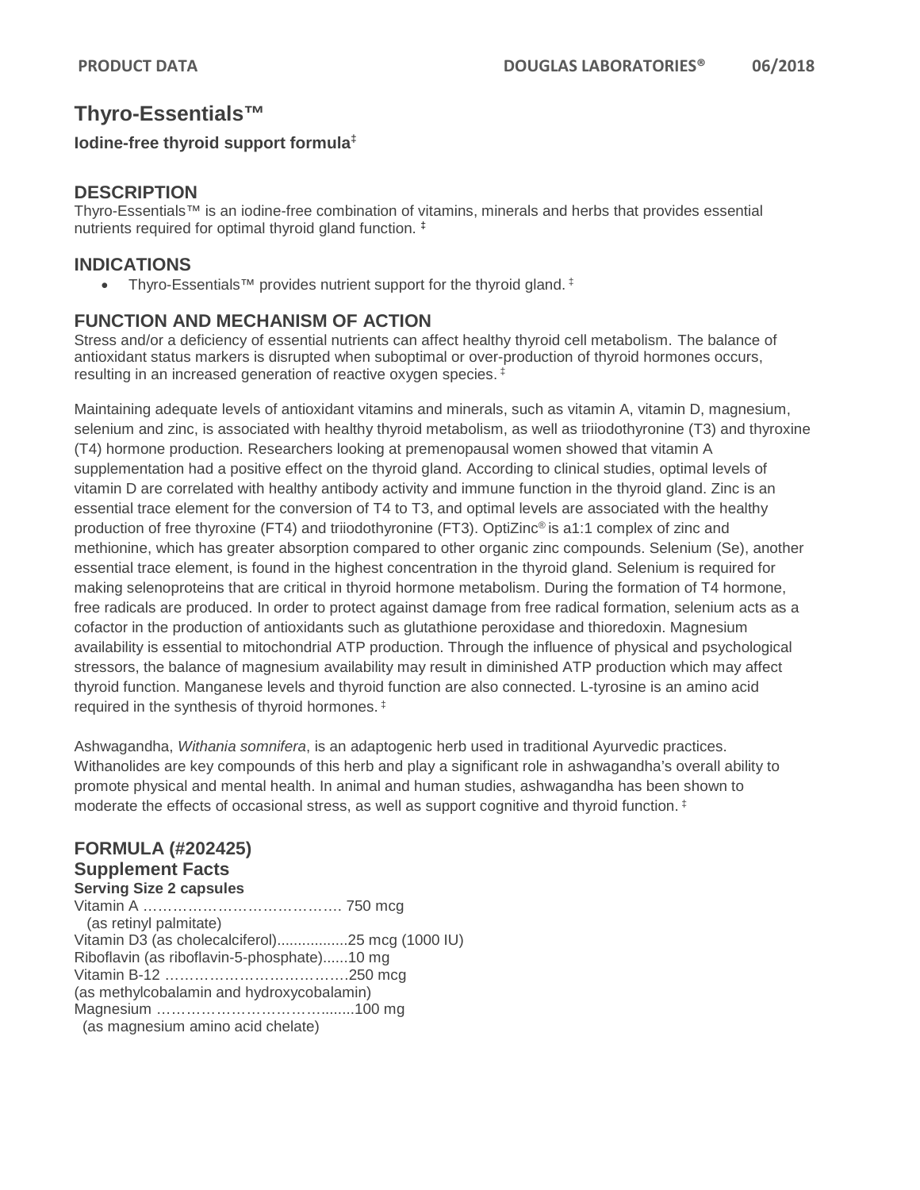# Thyro-Essentials™

**Iodine-free thyroid support formula‡**

## DESCRIPTION

Thyro-Essentials™ is an iodine-free combination of vitamins, minerals and herbs that provides essential nutrients required for optimal thyroid gland function. ‡

## INDICATIONS

- Thyro-Essentials™ provides nutrient support for the thyroid gland. ‡

## FUNCTION AND MECHANISM OF ACTION

Stress and/or a deficiency of essential nutrients can affect healthy thyroid cell metabolism. The balance of antioxidant status markers is disrupted when suboptimal or over-production of thyroid hormones occurs, resulting in an increased generation of reactive oxygen species. ‡

Maintaining adequate levels of antioxidant vitamins and minerals, such as vitamin A, vitamin D, magnesium, selenium and zinc, is associated with healthy thyroid metabolism, as well as triiodothyronine (T3) and thyroxine (T4) hormone production. Researchers looking at premenopausal women showed that vitamin A supplementation had a positive effect on the thyroid gland. According to clinical studies, optimal levels of vitamin D are correlated with healthy antibody activity and immune function in the thyroid gland. Zinc is an essential trace element for the conversion of T4 to T3, and optimal levels are associated with the healthy production of free thyroxine (FT4) and triiodothyronine (FT3). OptiZinc® is a1:1 complex of zinc and methionine, which has greater absorption compared to other organic zinc compounds. Selenium (Se), another essential trace element, is found in the highest concentration in the thyroid gland. Selenium is required for making selenoproteins that are critical in thyroid hormone metabolism. During the formation of T4 hormone, free radicals are produced. In order to protect against damage from free radical formation, selenium acts as a cofactor in the production of antioxidants such as glutathione peroxidase and thioredoxin. Magnesium availability is essential to mitochondrial ATP production. Through the influence of physical and psychological stressors, the balance of magnesium availability may result in diminished ATP production which may affect thyroid function. Manganese levels and thyroid function are also connected. L-tyrosine is an amino acid required in the synthesis of thyroid hormones. ‡

Ashwagandha, *Withania somnifera*, is an adaptogenic herb used in traditional Ayurvedic practices. Withanolides are key compounds of this herb and play a significant role in ashwagandha's overall ability to promote physical and mental health. In animal and human studies, ashwagandha has been shown to moderate the effects of occasional stress, as well as support cognitive and thyroid function. ‡

## FORMULA (#202425)

### Supplement Facts

**Serving Size 2 capsules**

Vitamin A …………………………………. 750 mcg
(as retinyl palmitate)
Vitamin D3 (as cholecalciferol).................25 mcg (1000 IU)
Riboflavin (as riboflavin-5-phosphate)......10 mg
Vitamin B-12 ……………………………….250 mcg
(as methylcobalamin and hydroxycobalamin)
Magnesium ………………………………........100 mg
(as magnesium amino acid chelate)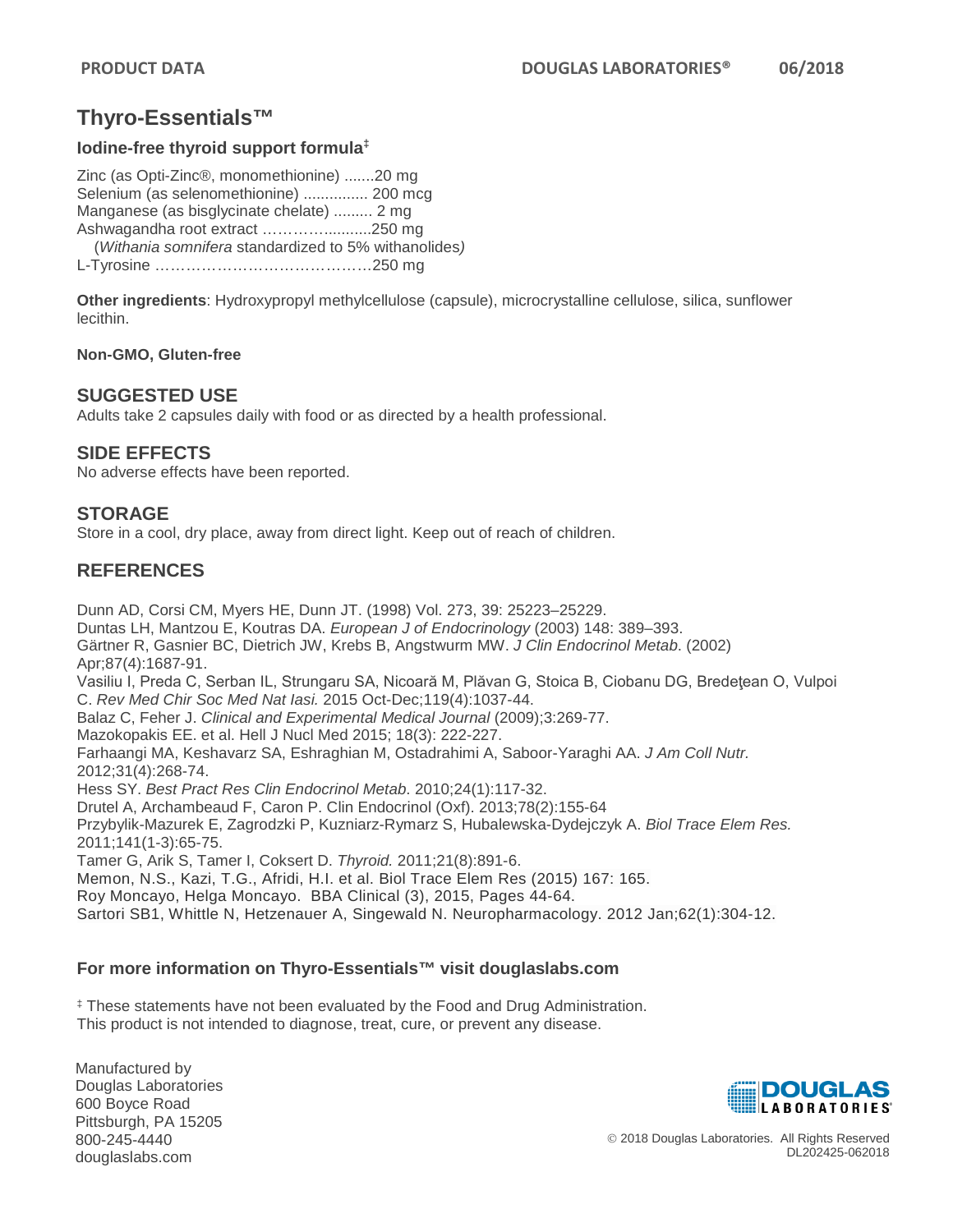# Thyro-Essentials™

### Iodine-free thyroid support formula‡

Zinc (as Opti-Zinc®, monomethionine) .......20 mg
Selenium (as selenomethionine) ............... 200 mcg
Manganese (as bisglycinate chelate) ......... 2 mg
Ashwagandha root extract ……………..........250 mg
(*Withania somnifera* standardized to 5% withanolides)
L-Tyrosine ……………………………………250 mg

**Other ingredients**: Hydroxypropyl methylcellulose (capsule), microcrystalline cellulose, silica, sunflower lecithin.

**Non-GMO, Gluten-free**

## SUGGESTED USE

Adults take 2 capsules daily with food or as directed by a health professional.

## SIDE EFFECTS

No adverse effects have been reported.

## STORAGE

Store in a cool, dry place, away from direct light. Keep out of reach of children.

## REFERENCES

Dunn AD, Corsi CM, Myers HE, Dunn JT. (1998) Vol. 273, 39: 25223–25229.
Duntas LH, Mantzou E, Koutras DA. *European J of Endocrinology* (2003) 148: 389–393.
Gärtner R, Gasnier BC, Dietrich JW, Krebs B, Angstwurm MW. *J Clin Endocrinol Metab*. (2002) Apr;87(4):1687-91.
Vasiliu I, Preda C, Serban IL, Strungaru SA, Nicoară M, Plăvan G, Stoica B, Ciobanu DG, Bredeţean O, Vulpoi C. *Rev Med Chir Soc Med Nat Iasi.* 2015 Oct-Dec;119(4):1037-44.
Balaz C, Feher J. *Clinical and Experimental Medical Journal* (2009);3:269-77.
Mazokopakis EE. et al. Hell J Nucl Med 2015; 18(3): 222-227.
Farhaangi MA, Keshavarz SA, Eshraghian M, Ostadrahimi A, Saboor-Yaraghi AA. *J Am Coll Nutr.* 2012;31(4):268-74.
Hess SY. *Best Pract Res Clin Endocrinol Metab.* 2010;24(1):117-32.
Drutel A, Archambeaud F, Caron P. Clin Endocrinol (Oxf). 2013;78(2):155-64
Przybylik-Mazurek E, Zagrodzki P, Kuzniarz-Rymarz S, Hubalewska-Dydejczyk A. *Biol Trace Elem Res.* 2011;141(1-3):65-75.
Tamer G, Arik S, Tamer I, Coksert D. *Thyroid.* 2011;21(8):891-6.
Memon, N.S., Kazi, T.G., Afridi, H.I. et al. Biol Trace Elem Res (2015) 167: 165.
Roy Moncayo, Helga Moncayo. BBA Clinical (3), 2015, Pages 44-64.
Sartori SB1, Whittle N, Hetzenauer A, Singewald N. Neuropharmacology. 2012 Jan;62(1):304-12.

**For more information on Thyro-Essentials™ visit douglaslabs.com**

‡ These statements have not been evaluated by the Food and Drug Administration. This product is not intended to diagnose, treat, cure, or prevent any disease.

Manufactured by
Douglas Laboratories
600 Boyce Road
Pittsburgh, PA 15205
800-245-4440
douglaslabs.com

© 2018 Douglas Laboratories. All Rights Reserved
DL202425-062018